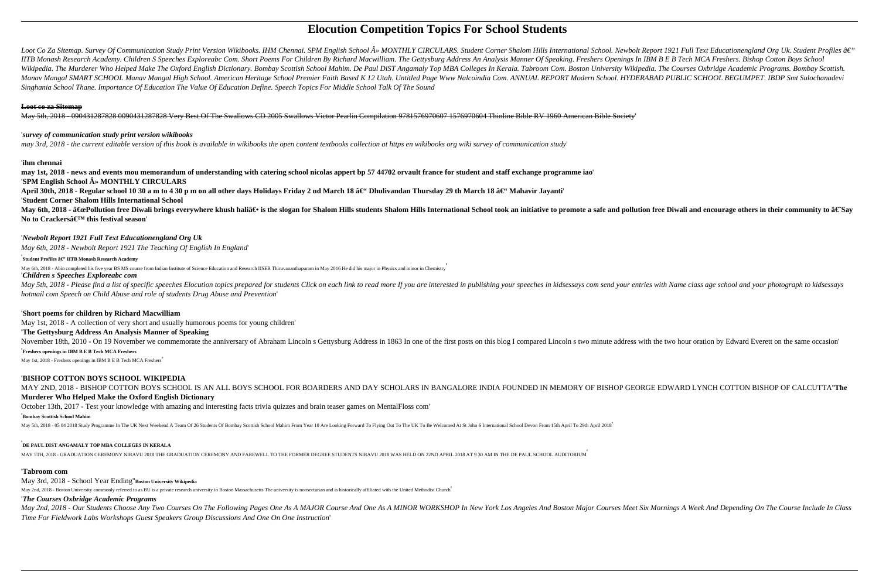# Elocution Competition Topics For School Students

*Loot Co Za Sitemap. Survey Of Communication Study Print Version Wikibooks. IHM Chennai. SPM English School Â» MONTHLY CIRCULARS. Student Corner Shalom Hills International School. Newbolt Report 1921 Full Text Educationengland Org Uk. Student Profiles â€" IITB Monash Research Academy. Children S Speeches Exploreabc Com. Short Poems For Children By Richard Macwilliam. The Gettysburg Address An Analysis Manner Of Speaking. Freshers Openings In IBM B E B Tech MCA Freshers. Bishop Cotton Boys School Wikipedia. The Murderer Who Helped Make The Oxford English Dictionary. Bombay Scottish School Mahim. De Paul DiST Angamaly Top MBA Colleges In Kerala. Tabroom Com. Boston University Wikipedia. The Courses Oxbridge Academic Programs. Bombay Scottish. Manav Mangal SMART SCHOOL Manav Mangal High School. American Heritage School Premier Faith Based K 12 Utah. Untitled Page Www Nalcoindia Com. ANNUAL REPORT Modern School. HYDERABAD PUBLIC SCHOOL BEGUMPET. IBDP Smt Sulochanadevi Singhania School Thane. Importance Of Education The Value Of Education Define. Speech Topics For Middle School Talk Of The Sound*

**~~Loot co za Sitemap~~**

~~May 5th, 2018 - 090431287828 0090431287828 Very Best Of The Swallows CD 2005 Swallows Victor Pearlin Compilation 9781576970607 1576970604 Thinline Bible RV 1960 American Bible Society~~'

'*survey of communication study print version wikibooks*

*may 3rd, 2018 - the current editable version of this book is available in wikibooks the open content textbooks collection at https en wikibooks org wiki survey of communication study*'

'**ihm chennai**

**may 1st, 2018 - news and events mou memorandum of understanding with catering school nicolas appert bp 57 44702 orvault france for student and staff exchange programme iao**'

'**SPM English School Â» MONTHLY CIRCULARS**

**April 30th, 2018 - Regular school 10 30 a m to 4 30 p m on all other days Holidays Friday 2 nd March 18 â€" Dhulivandan Thursday 29 th March 18 â€" Mahavir Jayanti**'

'**Student Corner Shalom Hills International School**

**May 6th, 2018 - â€œPollution free Diwali brings everywhere khush haliâ€• is the slogan for Shalom Hills students Shalom Hills International School took an initiative to promote a safe and pollution free Diwali and encourage others in their community to â€˜Say No to Crackersâ€™ this festival season**'

'*Newbolt Report 1921 Full Text Educationengland Org Uk*

*May 6th, 2018 - Newbolt Report 1921 The Teaching Of English In England*'

'**Student Profiles â€" IITB Monash Research Academy**

May 6th, 2018 - Abin completed his five year BS MS course from Indian Institute of Science Education and Research IISER Thiruvananthapuram in May 2016 He did his major in Physics and minor in Chemistry'

'*Children s Speeches Exploreabc com*

*May 5th, 2018 - Please find a list of specific speeches Elocution topics prepared for students Click on each link to read more If you are interested in publishing your speeches in kidsessays com send your entries with Name class age school and your photograph to kidsessays hotmail com Speech on Child Abuse and role of students Drug Abuse and Prevention*'

'**Short poems for children by Richard Macwilliam**

May 1st, 2018 - A collection of very short and usually humorous poems for young children'

'**The Gettysburg Address An Analysis Manner of Speaking**

November 18th, 2010 - On 19 November we commemorate the anniversary of Abraham Lincoln s Gettysburg Address in 1863 In one of the first posts on this blog I compared Lincoln s two minute address with the two hour oration by Edward Everett on the same occasion'

'**Freshers openings in IBM B E B Tech MCA Freshers**

May 1st, 2018 - Freshers openings in IBM B E B Tech MCA Freshers'

'**BISHOP COTTON BOYS SCHOOL WIKIPEDIA**

MAY 2ND, 2018 - BISHOP COTTON BOYS SCHOOL IS AN ALL BOYS SCHOOL FOR BOARDERS AND DAY SCHOLARS IN BANGALORE INDIA FOUNDED IN MEMORY OF BISHOP GEORGE EDWARD LYNCH COTTON BISHOP OF CALCUTTA''**The Murderer Who Helped Make the Oxford English Dictionary**

October 13th, 2017 - Test your knowledge with amazing and interesting facts trivia quizzes and brain teaser games on MentalFloss com'

'**Bombay Scottish School Mahim**

May 5th, 2018 - 05 04 2018 Study Programme In The UK Next Weekend A Team Of 26 Students Of Bombay Scottish School Mahim From Year 10 Are Looking Forward To Flying Out To The UK To Be Welcomed At St John S International School Devon From 15th April To 29th April 2018'

'**DE PAUL DIST ANGAMALY TOP MBA COLLEGES IN KERALA**

MAY 5TH, 2018 - GRADUATION CEREMONY NIRAVU 2018 THE GRADUATION CEREMONY AND FAREWELL TO THE FORMER DEGREE STUDENTS NIRAVU 2018 WAS HELD ON 22ND APRIL 2018 AT 9 30 AM IN THE DE PAUL SCHOOL AUDITORIUM'

'**Tabroom com**

May 3rd, 2018 - School Year Ending''**Boston University Wikipedia**

May 2nd, 2018 - Boston University commonly referred to as BU is a private research university in Boston Massachusetts The university is nonsectarian and is historically affiliated with the United Methodist Church'

'*The Courses Oxbridge Academic Programs*

*May 2nd, 2018 - Our Students Choose Any Two Courses On The Following Pages One As A MAJOR Course And One As A MINOR WORKSHOP In New York Los Angeles And Boston Major Courses Meet Six Mornings A Week And Depending On The Course Include In Class Time For Fieldwork Labs Workshops Guest Speakers Group Discussions And One On One Instruction*'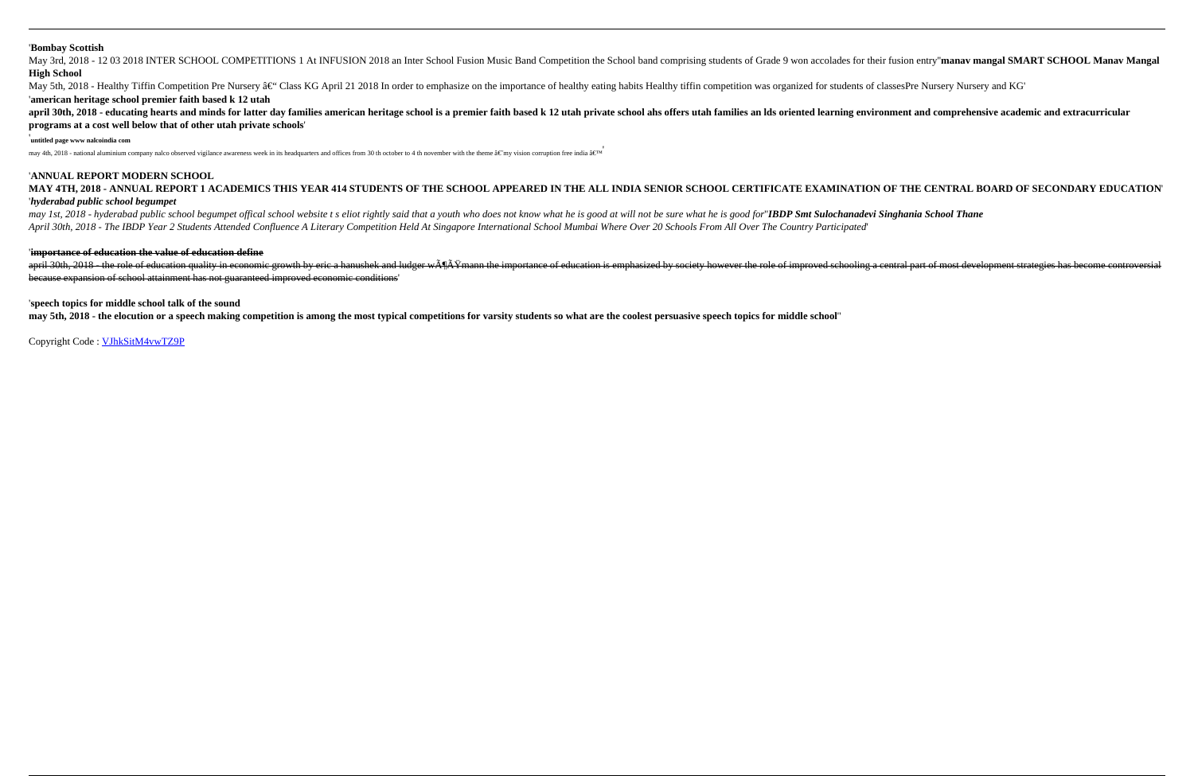'**Bombay Scottish**

May 3rd, 2018 - 12 03 2018 INTER SCHOOL COMPETITIONS 1 At INFUSION 2018 an Inter School Fusion Music Band Competition the School band comprising students of Grade 9 won accolades for their fusion entry''**manav mangal SMART SCHOOL Manav Mangal High School**

May 5th, 2018 - Healthy Tiffin Competition Pre Nursery â€" Class KG April 21 2018 In order to emphasize on the importance of healthy eating habits Healthy tiffin competition was organized for students of classesPre Nursery Nursery and KG'

'**american heritage school premier faith based k 12 utah**

**april 30th, 2018 - educating hearts and minds for latter day families american heritage school is a premier faith based k 12 utah private school ahs offers utah families an lds oriented learning environment and comprehensive academic and extracurricular programs at a cost well below that of other utah private schools**'

'**untitled page www nalcoindia com**

may 4th, 2018 - national aluminium company nalco observed vigilance awareness week in its headquarters and offices from 30 th october to 4 th november with the theme â€˜my vision corruption free india â€™'

'**ANNUAL REPORT MODERN SCHOOL**

**MAY 4TH, 2018 - ANNUAL REPORT 1 ACADEMICS THIS YEAR 414 STUDENTS OF THE SCHOOL APPEARED IN THE ALL INDIA SENIOR SCHOOL CERTIFICATE EXAMINATION OF THE CENTRAL BOARD OF SECONDARY EDUCATION**'

'***hyderabad public school begumpet***

*may 1st, 2018 - hyderabad public school begumpet offical school website t s eliot rightly said that a youth who does not know what he is good at will not be sure what he is good for*''***IBDP Smt Sulochanadevi Singhania School Thane***

*April 30th, 2018 - The IBDP Year 2 Students Attended Confluence A Literary Competition Held At Singapore International School Mumbai Where Over 20 Schools From All Over The Country Participated*'

'**importance of education the value of education define**

april 30th, 2018 - the role of education quality in economic growth by eric a hanushek and ludger wÃ¶ÃŸmann the importance of education is emphasized by society however the role of improved schooling a central part of most development strategies has become controversial because expansion of school attainment has not guaranteed improved economic conditions'

'**speech topics for middle school talk of the sound**

**may 5th, 2018 - the elocution or a speech making competition is among the most typical competitions for varsity students so what are the coolest persuasive speech topics for middle school**''

Copyright Code : VJhkSitM4vwTZ9P